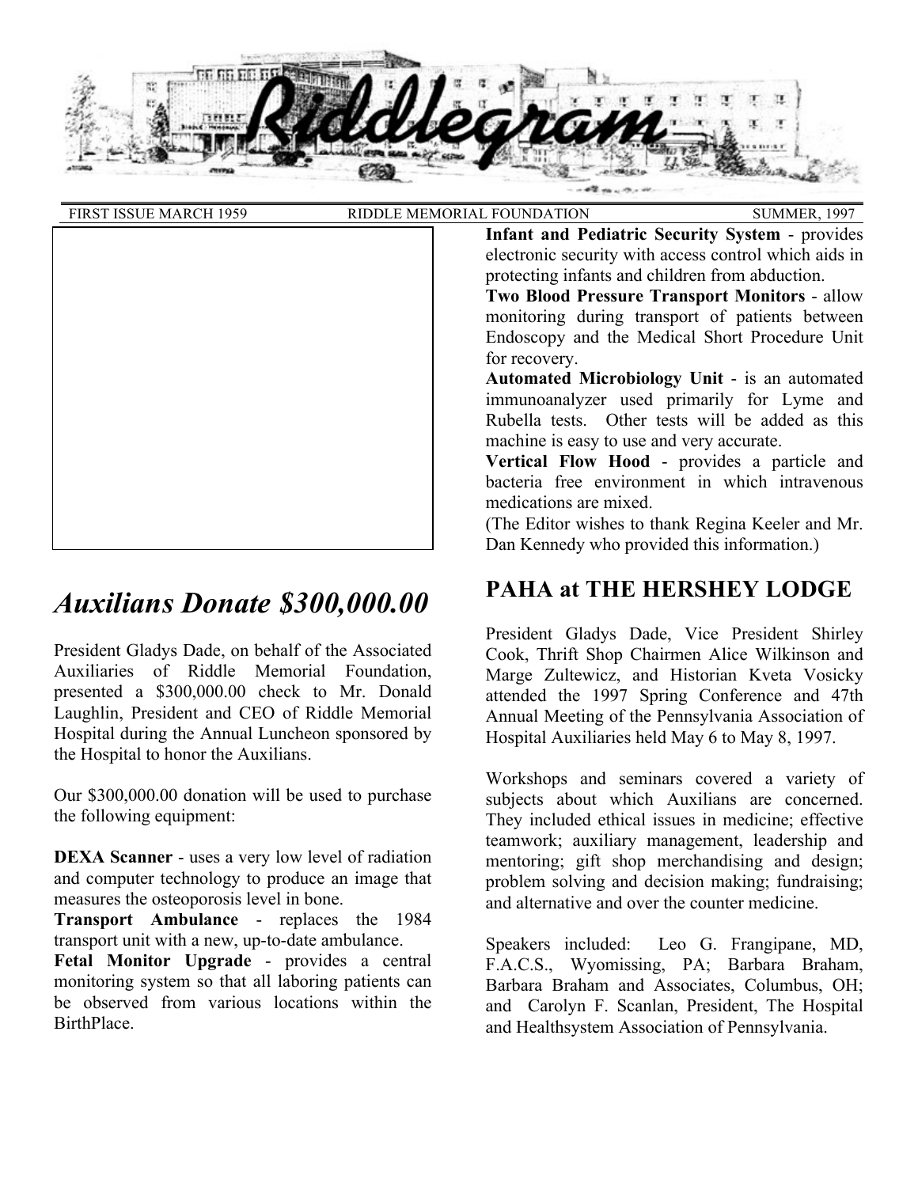# Riddlegram

FIRST ISSUE MARCH 1959 RIDDLE MEMORIAL FOUNDATION SUMMER, 1997

## *Auxilians Donate $300,000.00*

President Gladys Dade, on behalf of the Associated Auxiliaries of Riddle Memorial Foundation, presented a $300,000.00 check to Mr. Donald Laughlin, President and CEO of Riddle Memorial Hospital during the Annual Luncheon sponsored by the Hospital to honor the Auxilians.

Our $300,000.00 donation will be used to purchase the following equipment:

**DEXA Scanner** - uses a very low level of radiation and computer technology to produce an image that measures the osteoporosis level in bone.
**Transport Ambulance** - replaces the 1984 transport unit with a new, up-to-date ambulance.
**Fetal Monitor Upgrade** - provides a central monitoring system so that all laboring patients can be observed from various locations within the BirthPlace.
**Infant and Pediatric Security System** - provides electronic security with access control which aids in protecting infants and children from abduction.
**Two Blood Pressure Transport Monitors** - allow monitoring during transport of patients between Endoscopy and the Medical Short Procedure Unit for recovery.
**Automated Microbiology Unit** - is an automated immunoanalyzer used primarily for Lyme and Rubella tests. Other tests will be added as this machine is easy to use and very accurate.
**Vertical Flow Hood** - provides a particle and bacteria free environment in which intravenous medications are mixed.
(The Editor wishes to thank Regina Keeler and Mr. Dan Kennedy who provided this information.)

## PAHA at THE HERSHEY LODGE

President Gladys Dade, Vice President Shirley Cook, Thrift Shop Chairmen Alice Wilkinson and Marge Zultewicz, and Historian Kveta Vosicky attended the 1997 Spring Conference and 47th Annual Meeting of the Pennsylvania Association of Hospital Auxiliaries held May 6 to May 8, 1997.

Workshops and seminars covered a variety of subjects about which Auxilians are concerned. They included ethical issues in medicine; effective teamwork; auxiliary management, leadership and mentoring; gift shop merchandising and design; problem solving and decision making; fundraising; and alternative and over the counter medicine.

Speakers included: Leo G. Frangipane, MD, F.A.C.S., Wyomissing, PA; Barbara Braham, Barbara Braham and Associates, Columbus, OH; and Carolyn F. Scanlan, President, The Hospital and Healthsystem Association of Pennsylvania.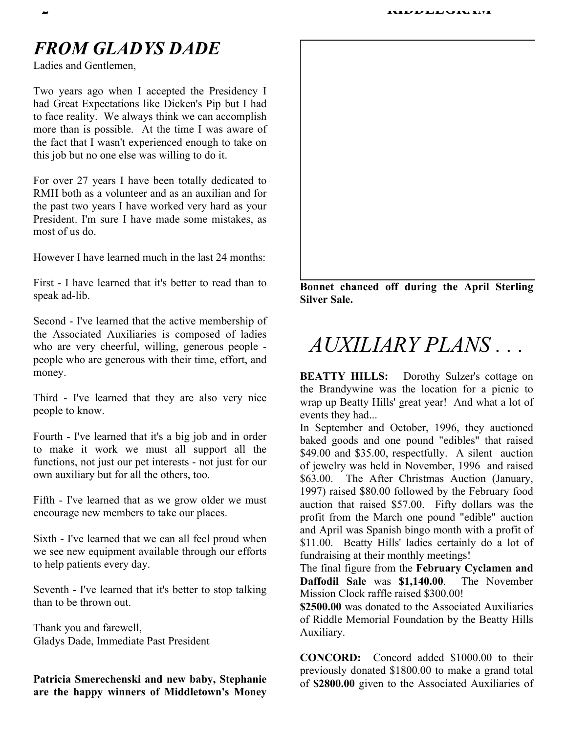## *FROM GLADYS DADE*

Ladies and Gentlemen,

Two years ago when I accepted the Presidency I had Great Expectations like Dicken's Pip but I had to face reality. We always think we can accomplish more than is possible. At the time I was aware of the fact that I wasn't experienced enough to take on this job but no one else was willing to do it.

For over 27 years I have been totally dedicated to RMH both as a volunteer and as an auxilian and for the past two years I have worked very hard as your President. I'm sure I have made some mistakes, as most of us do.

However I have learned much in the last 24 months:

First - I have learned that it's better to read than to speak ad-lib.

Second - I've learned that the active membership of the Associated Auxiliaries is composed of ladies who are very cheerful, willing, generous people - people who are generous with their time, effort, and money.

Third - I've learned that they are also very nice people to know.

Fourth - I've learned that it's a big job and in order to make it work we must all support all the functions, not just our pet interests - not just for our own auxiliary but for all the others, too.

Fifth - I've learned that as we grow older we must encourage new members to take our places.

Sixth - I've learned that we can all feel proud when we see new equipment available through our efforts to help patients every day.

Seventh - I've learned that it's better to stop talking than to be thrown out.

Thank you and farewell,
Gladys Dade, Immediate Past President

**Patricia Smerechenski and new baby, Stephanie are the happy winners of Middletown's Money**

**Bonnet chanced off during the April Sterling Silver Sale.**

## *AUXILIARY PLANS . . .*

**BEATTY HILLS:** Dorothy Sulzer's cottage on the Brandywine was the location for a picnic to wrap up Beatty Hills' great year! And what a lot of events they had...

In September and October, 1996, they auctioned baked goods and one pound "edibles" that raised $49.00 and $35.00, respectfully. A silent auction of jewelry was held in November, 1996 and raised $63.00. The After Christmas Auction (January, 1997) raised $80.00 followed by the February food auction that raised $57.00. Fifty dollars was the profit from the March one pound "edible" auction and April was Spanish bingo month with a profit of $11.00. Beatty Hills' ladies certainly do a lot of fundraising at their monthly meetings!

The final figure from the **February Cyclamen and Daffodil Sale** was **$1,140.00**. The November Mission Clock raffle raised $300.00!

**$2500.00** was donated to the Associated Auxiliaries of Riddle Memorial Foundation by the Beatty Hills Auxiliary.

**CONCORD:** Concord added $1000.00 to their previously donated $1800.00 to make a grand total of **$2800.00** given to the Associated Auxiliaries of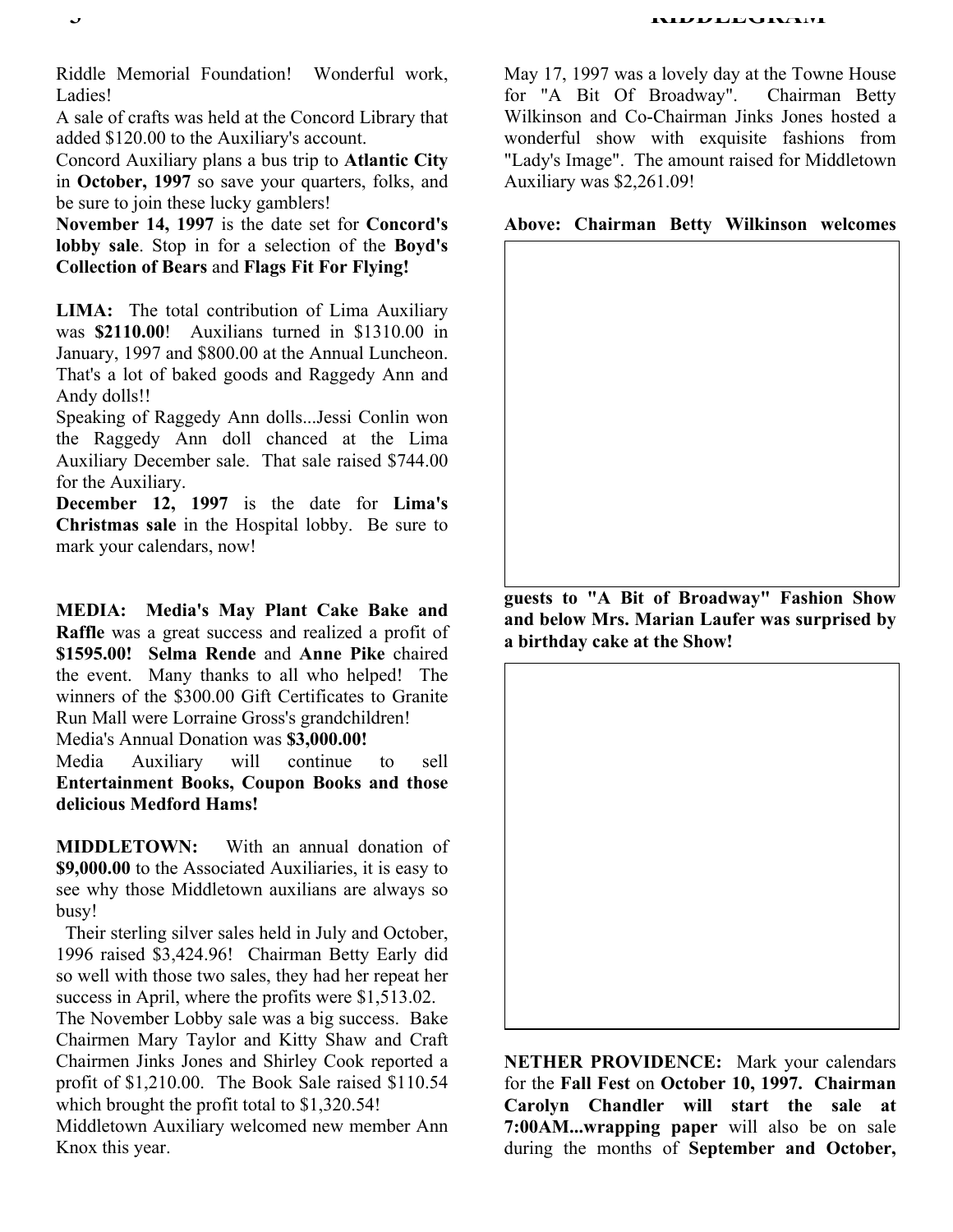Riddle Memorial Foundation! Wonderful work, Ladies!

A sale of crafts was held at the Concord Library that added $120.00 to the Auxiliary's account.

Concord Auxiliary plans a bus trip to **Atlantic City** in **October, 1997** so save your quarters, folks, and be sure to join these lucky gamblers!

**November 14, 1997** is the date set for **Concord's lobby sale**. Stop in for a selection of the **Boyd's Collection of Bears** and **Flags Fit For Flying!**

**LIMA:** The total contribution of Lima Auxiliary was **$2110.00**! Auxilians turned in $1310.00 in January, 1997 and $800.00 at the Annual Luncheon. That's a lot of baked goods and Raggedy Ann and Andy dolls!!

Speaking of Raggedy Ann dolls...Jessi Conlin won the Raggedy Ann doll chanced at the Lima Auxiliary December sale. That sale raised $744.00 for the Auxiliary.

**December 12, 1997** is the date for **Lima's Christmas sale** in the Hospital lobby. Be sure to mark your calendars, now!

**MEDIA: Media's May Plant Cake Bake and Raffle** was a great success and realized a profit of **$1595.00! Selma Rende** and **Anne Pike** chaired the event. Many thanks to all who helped! The winners of the $300.00 Gift Certificates to Granite Run Mall were Lorraine Gross's grandchildren!

Media's Annual Donation was **$3,000.00!**

Media Auxiliary will continue to sell **Entertainment Books, Coupon Books and those delicious Medford Hams!**

**MIDDLETOWN:** With an annual donation of **$9,000.00** to the Associated Auxiliaries, it is easy to see why those Middletown auxilians are always so busy!

Their sterling silver sales held in July and October, 1996 raised $3,424.96! Chairman Betty Early did so well with those two sales, they had her repeat her success in April, where the profits were $1,513.02.

The November Lobby sale was a big success. Bake Chairmen Mary Taylor and Kitty Shaw and Craft Chairmen Jinks Jones and Shirley Cook reported a profit of $1,210.00. The Book Sale raised $110.54 which brought the profit total to $1,320.54!

Middletown Auxiliary welcomed new member Ann Knox this year.

May 17, 1997 was a lovely day at the Towne House for "A Bit Of Broadway". Chairman Betty Wilkinson and Co-Chairman Jinks Jones hosted a wonderful show with exquisite fashions from "Lady's Image". The amount raised for Middletown Auxiliary was $2,261.09!

**Above: Chairman Betty Wilkinson welcomes guests to "A Bit of Broadway" Fashion Show and below Mrs. Marian Laufer was surprised by a birthday cake at the Show!**

**NETHER PROVIDENCE:** Mark your calendars for the **Fall Fest** on **October 10, 1997. Chairman Carolyn Chandler will start the sale at 7:00AM...wrapping paper** will also be on sale during the months of **September and October,**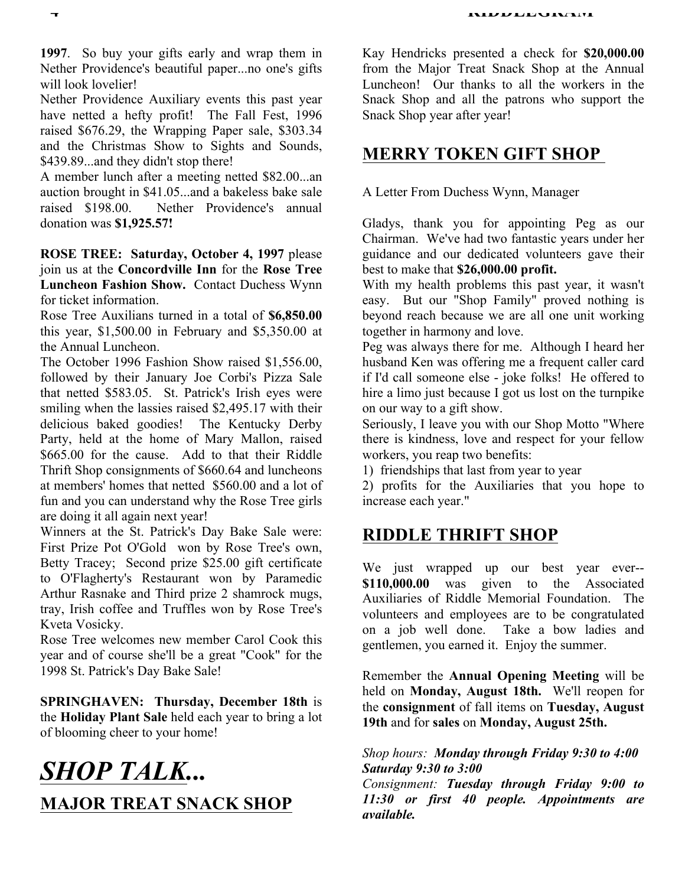**1997**. So buy your gifts early and wrap them in Nether Providence's beautiful paper...no one's gifts will look lovelier!

Nether Providence Auxiliary events this past year have netted a hefty profit! The Fall Fest, 1996 raised $676.29, the Wrapping Paper sale, $303.34 and the Christmas Show to Sights and Sounds, $439.89...and they didn't stop there!

A member lunch after a meeting netted $82.00...an auction brought in $41.05...and a bakeless bake sale raised $198.00. Nether Providence's annual donation was **$1,925.57!**

**ROSE TREE: Saturday, October 4, 1997** please join us at the **Concordville Inn** for the **Rose Tree Luncheon Fashion Show.** Contact Duchess Wynn for ticket information.

Rose Tree Auxilians turned in a total of **$6,850.00** this year, $1,500.00 in February and $5,350.00 at the Annual Luncheon.

The October 1996 Fashion Show raised $1,556.00, followed by their January Joe Corbi's Pizza Sale that netted $583.05. St. Patrick's Irish eyes were smiling when the lassies raised $2,495.17 with their delicious baked goodies! The Kentucky Derby Party, held at the home of Mary Mallon, raised $665.00 for the cause. Add to that their Riddle Thrift Shop consignments of $660.64 and luncheons at members' homes that netted $560.00 and a lot of fun and you can understand why the Rose Tree girls are doing it all again next year!

Winners at the St. Patrick's Day Bake Sale were: First Prize Pot O'Gold won by Rose Tree's own, Betty Tracey; Second prize $25.00 gift certificate to O'Flagherty's Restaurant won by Paramedic Arthur Rasnake and Third prize 2 shamrock mugs, tray, Irish coffee and Truffles won by Rose Tree's Kveta Vosicky.

Rose Tree welcomes new member Carol Cook this year and of course she'll be a great "Cook" for the 1998 St. Patrick's Day Bake Sale!

**SPRINGHAVEN: Thursday, December 18th** is the **Holiday Plant Sale** held each year to bring a lot of blooming cheer to your home!

# *SHOP TALK...*

## MAJOR TREAT SNACK SHOP

Kay Hendricks presented a check for **$20,000.00** from the Major Treat Snack Shop at the Annual Luncheon! Our thanks to all the workers in the Snack Shop and all the patrons who support the Snack Shop year after year!

## MERRY TOKEN GIFT SHOP

A Letter From Duchess Wynn, Manager

Gladys, thank you for appointing Peg as our Chairman. We've had two fantastic years under her guidance and our dedicated volunteers gave their best to make that **$26,000.00 profit.**

With my health problems this past year, it wasn't easy. But our "Shop Family" proved nothing is beyond reach because we are all one unit working together in harmony and love.

Peg was always there for me. Although I heard her husband Ken was offering me a frequent caller card if I'd call someone else - joke folks! He offered to hire a limo just because I got us lost on the turnpike on our way to a gift show.

Seriously, I leave you with our Shop Motto "Where there is kindness, love and respect for your fellow workers, you reap two benefits:

1) friendships that last from year to year
2) profits for the Auxiliaries that you hope to increase each year."

## RIDDLE THRIFT SHOP

We just wrapped up our best year ever-- **$110,000.00** was given to the Associated Auxiliaries of Riddle Memorial Foundation. The volunteers and employees are to be congratulated on a job well done. Take a bow ladies and gentlemen, you earned it. Enjoy the summer.

Remember the **Annual Opening Meeting** will be held on **Monday, August 18th.** We'll reopen for the **consignment** of fall items on **Tuesday, August 19th** and for **sales** on **Monday, August 25th.**

*Shop hours:* ***Monday through Friday 9:30 to 4:00***
***Saturday 9:30 to 3:00***
*Consignment:* ***Tuesday through Friday 9:00 to 11:30 or first 40 people. Appointments are available.***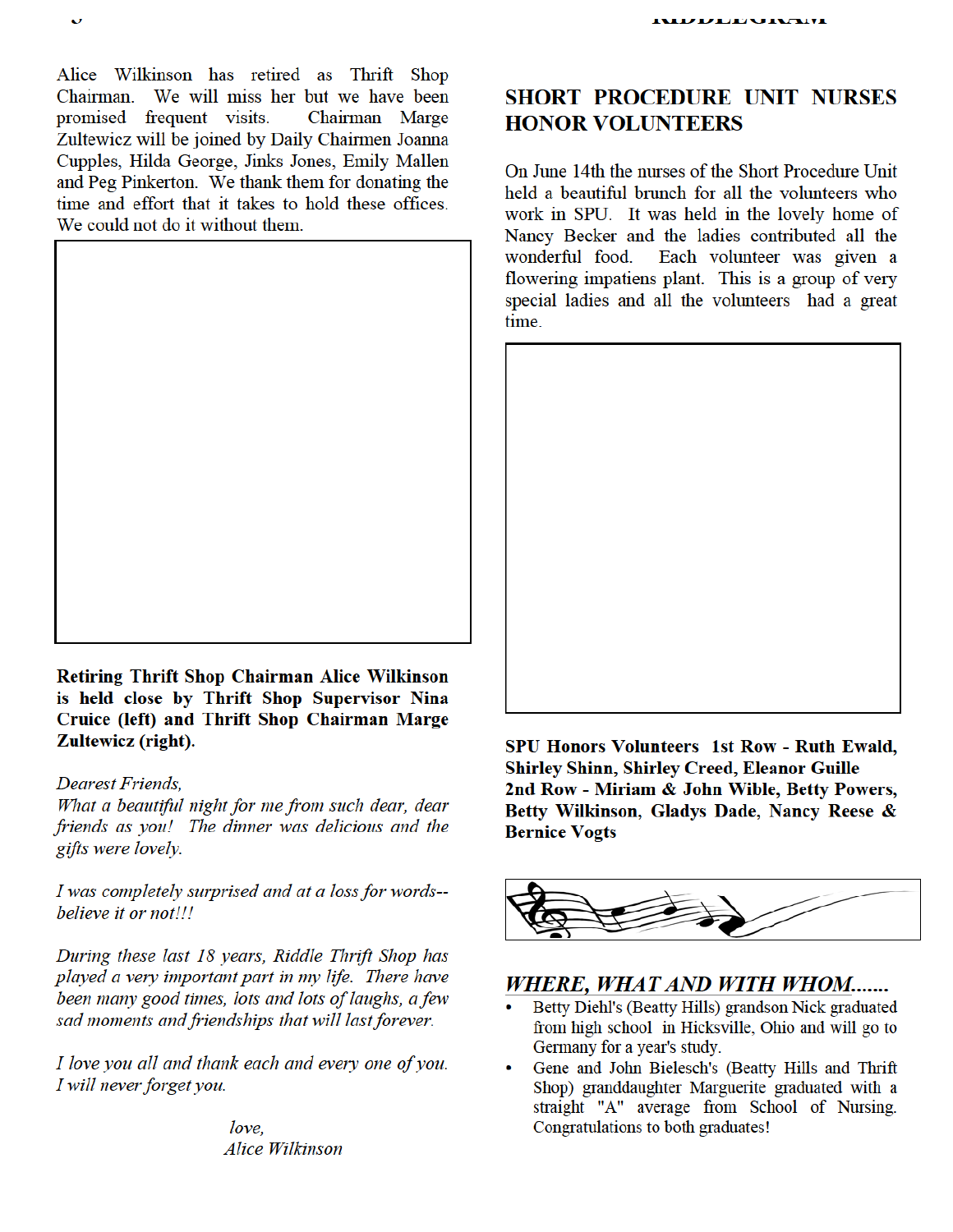Alice Wilkinson has retired as Thrift Shop Chairman. We will miss her but we have been promised frequent visits. Chairman Marge Zultewicz will be joined by Daily Chairmen Joanna Cupples, Hilda George, Jinks Jones, Emily Mallen and Peg Pinkerton. We thank them for donating the time and effort that it takes to hold these offices. We could not do it without them.

**Retiring Thrift Shop Chairman Alice Wilkinson is held close by Thrift Shop Supervisor Nina Cruice (left) and Thrift Shop Chairman Marge Zultewicz (right).**

*Dearest Friends,*

*What a beautiful night for me from such dear, dear friends as you! The dinner was delicious and the gifts were lovely.*

*I was completely surprised and at a loss for words--believe it or not!!!*

*During these last 18 years, Riddle Thrift Shop has played a very important part in my life. There have been many good times, lots and lots of laughs, a few sad moments and friendships that will last forever.*

*I love you all and thank each and every one of you. I will never forget you.*

*love,*
*Alice Wilkinson*

## SHORT PROCEDURE UNIT NURSES HONOR VOLUNTEERS

On June 14th the nurses of the Short Procedure Unit held a beautiful brunch for all the volunteers who work in SPU. It was held in the lovely home of Nancy Becker and the ladies contributed all the wonderful food. Each volunteer was given a flowering impatiens plant. This is a group of very special ladies and all the volunteers had a great time.

**SPU Honors Volunteers 1st Row - Ruth Ewald, Shirley Shinn, Shirley Creed, Eleanor Guille**
**2nd Row - Miriam & John Wible, Betty Powers, Betty Wilkinson, Gladys Dade, Nancy Reese & Bernice Vogts**

## *WHERE, WHAT AND WITH WHOM.......*

- Betty Diehl's (Beatty Hills) grandson Nick graduated from high school in Hicksville, Ohio and will go to Germany for a year's study.
- Gene and John Bielesch's (Beatty Hills and Thrift Shop) granddaughter Marguerite graduated with a straight "A" average from School of Nursing. Congratulations to both graduates!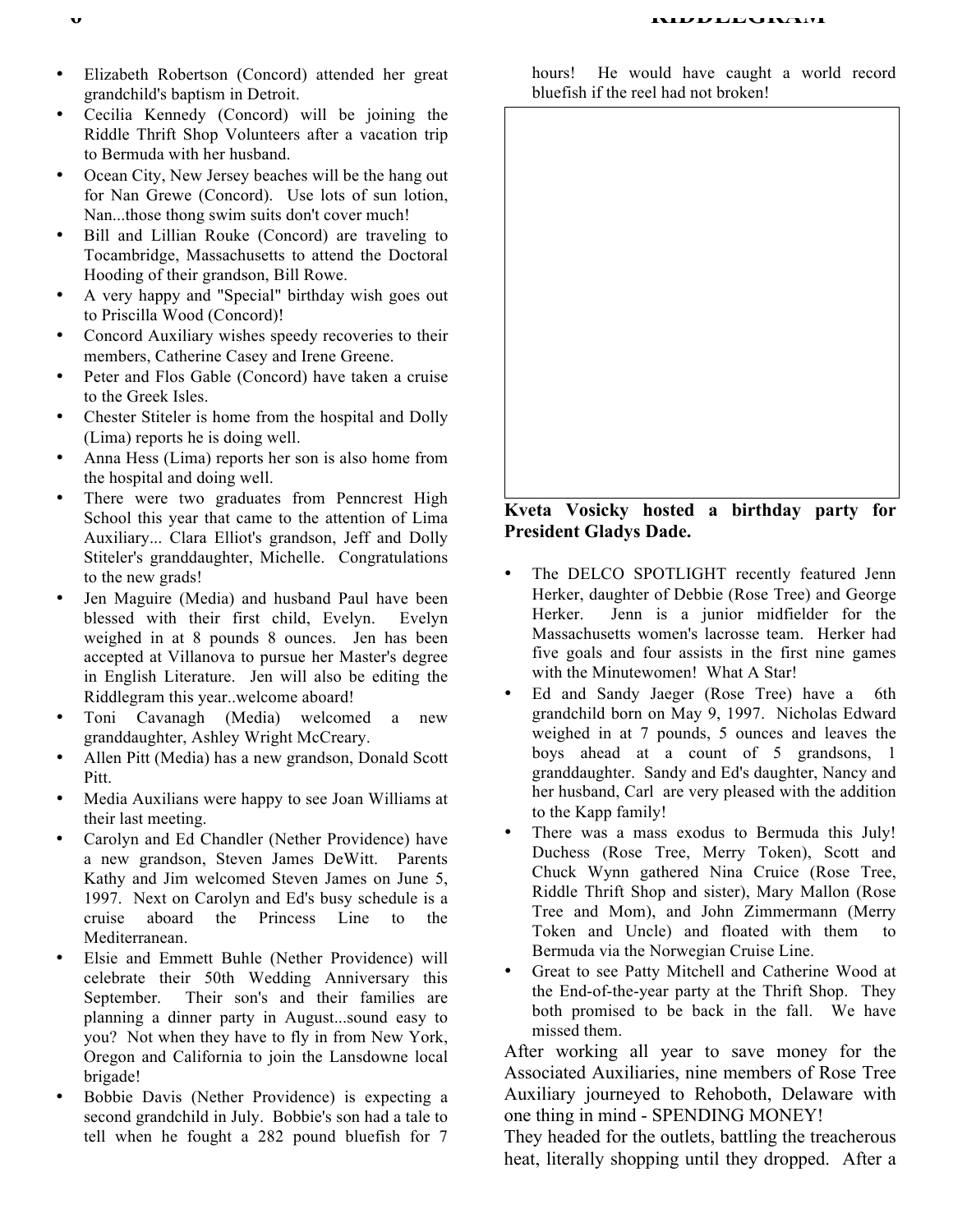- Elizabeth Robertson (Concord) attended her great grandchild's baptism in Detroit.
- Cecilia Kennedy (Concord) will be joining the Riddle Thrift Shop Volunteers after a vacation trip to Bermuda with her husband.
- Ocean City, New Jersey beaches will be the hang out for Nan Grewe (Concord). Use lots of sun lotion, Nan...those thong swim suits don't cover much!
- Bill and Lillian Rouke (Concord) are traveling to Tocambridge, Massachusetts to attend the Doctoral Hooding of their grandson, Bill Rowe.
- A very happy and "Special" birthday wish goes out to Priscilla Wood (Concord)!
- Concord Auxiliary wishes speedy recoveries to their members, Catherine Casey and Irene Greene.
- Peter and Flos Gable (Concord) have taken a cruise to the Greek Isles.
- Chester Stiteler is home from the hospital and Dolly (Lima) reports he is doing well.
- Anna Hess (Lima) reports her son is also home from the hospital and doing well.
- There were two graduates from Penncrest High School this year that came to the attention of Lima Auxiliary... Clara Elliot's grandson, Jeff and Dolly Stiteler's granddaughter, Michelle. Congratulations to the new grads!
- Jen Maguire (Media) and husband Paul have been blessed with their first child, Evelyn. Evelyn weighed in at 8 pounds 8 ounces. Jen has been accepted at Villanova to pursue her Master's degree in English Literature. Jen will also be editing the Riddlegram this year..welcome aboard!
- Toni Cavanagh (Media) welcomed a new granddaughter, Ashley Wright McCreary.
- Allen Pitt (Media) has a new grandson, Donald Scott Pitt.
- Media Auxilians were happy to see Joan Williams at their last meeting.
- Carolyn and Ed Chandler (Nether Providence) have a new grandson, Steven James DeWitt. Parents Kathy and Jim welcomed Steven James on June 5, 1997. Next on Carolyn and Ed's busy schedule is a cruise aboard the Princess Line to the Mediterranean.
- Elsie and Emmett Buhle (Nether Providence) will celebrate their 50th Wedding Anniversary this September. Their son's and their families are planning a dinner party in August...sound easy to you? Not when they have to fly in from New York, Oregon and California to join the Lansdowne local brigade!
- Bobbie Davis (Nether Providence) is expecting a second grandchild in July. Bobbie's son had a tale to tell when he fought a 282 pound bluefish for 7 hours! He would have caught a world record bluefish if the reel had not broken!

**Kveta Vosicky hosted a birthday party for President Gladys Dade.**

- The DELCO SPOTLIGHT recently featured Jenn Herker, daughter of Debbie (Rose Tree) and George Herker. Jenn is a junior midfielder for the Massachusetts women's lacrosse team. Herker had five goals and four assists in the first nine games with the Minutewomen! What A Star!
- Ed and Sandy Jaeger (Rose Tree) have a 6th grandchild born on May 9, 1997. Nicholas Edward weighed in at 7 pounds, 5 ounces and leaves the boys ahead at a count of 5 grandsons, 1 granddaughter. Sandy and Ed's daughter, Nancy and her husband, Carl are very pleased with the addition to the Kapp family!
- There was a mass exodus to Bermuda this July! Duchess (Rose Tree, Merry Token), Scott and Chuck Wynn gathered Nina Cruice (Rose Tree, Riddle Thrift Shop and sister), Mary Mallon (Rose Tree and Mom), and John Zimmermann (Merry Token and Uncle) and floated with them to Bermuda via the Norwegian Cruise Line.
- Great to see Patty Mitchell and Catherine Wood at the End-of-the-year party at the Thrift Shop. They both promised to be back in the fall. We have missed them.

After working all year to save money for the Associated Auxiliaries, nine members of Rose Tree Auxiliary journeyed to Rehoboth, Delaware with one thing in mind - SPENDING MONEY!

They headed for the outlets, battling the treacherous heat, literally shopping until they dropped. After a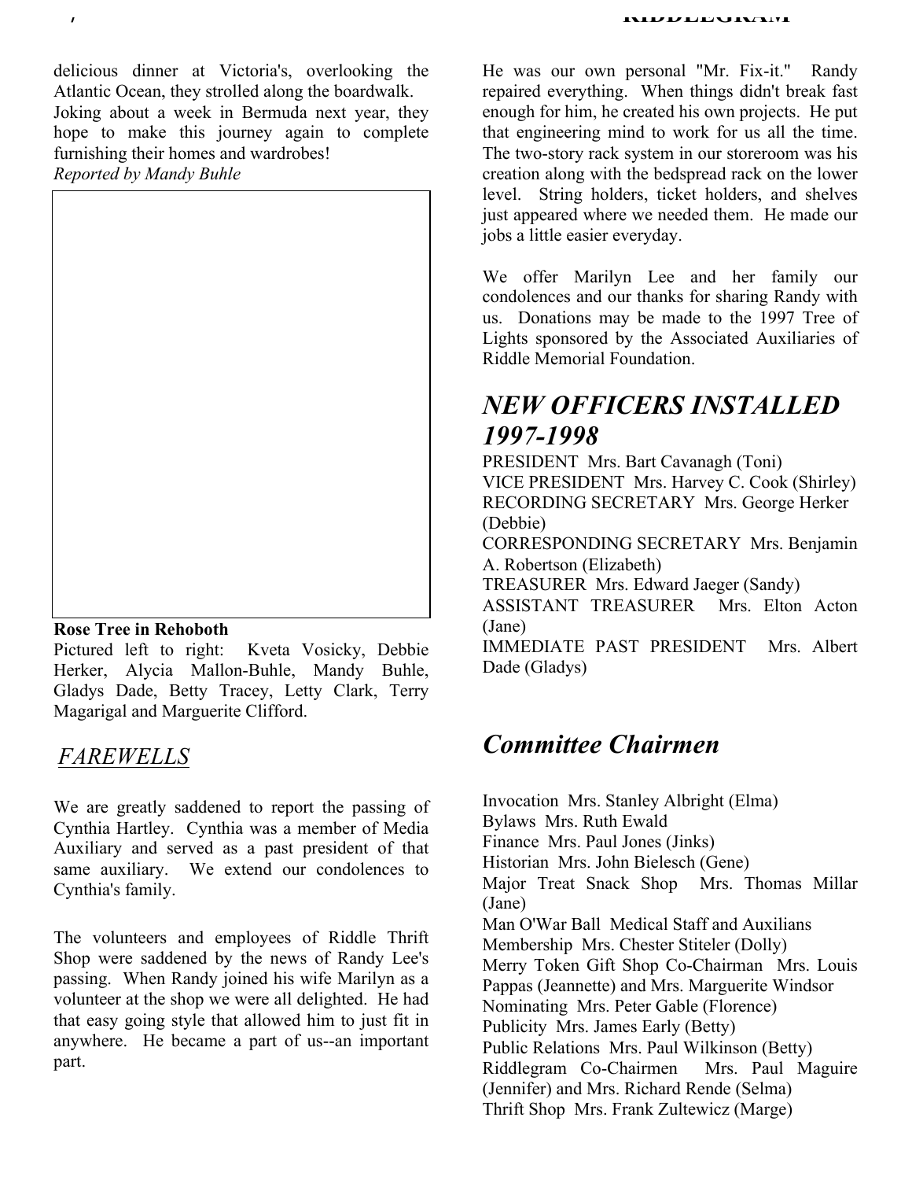delicious dinner at Victoria's, overlooking the Atlantic Ocean, they strolled along the boardwalk. Joking about a week in Bermuda next year, they hope to make this journey again to complete furnishing their homes and wardrobes!
*Reported by Mandy Buhle*

**Rose Tree in Rehoboth**
Pictured left to right: Kveta Vosicky, Debbie Herker, Alycia Mallon-Buhle, Mandy Buhle, Gladys Dade, Betty Tracey, Letty Clark, Terry Magarigal and Marguerite Clifford.

## *FAREWELLS*

We are greatly saddened to report the passing of Cynthia Hartley. Cynthia was a member of Media Auxiliary and served as a past president of that same auxiliary. We extend our condolences to Cynthia's family.

The volunteers and employees of Riddle Thrift Shop were saddened by the news of Randy Lee's passing. When Randy joined his wife Marilyn as a volunteer at the shop we were all delighted. He had that easy going style that allowed him to just fit in anywhere. He became a part of us--an important part.

He was our own personal "Mr. Fix-it." Randy repaired everything. When things didn't break fast enough for him, he created his own projects. He put that engineering mind to work for us all the time. The two-story rack system in our storeroom was his creation along with the bedspread rack on the lower level. String holders, ticket holders, and shelves just appeared where we needed them. He made our jobs a little easier everyday.

We offer Marilyn Lee and her family our condolences and our thanks for sharing Randy with us. Donations may be made to the 1997 Tree of Lights sponsored by the Associated Auxiliaries of Riddle Memorial Foundation.

## *NEW OFFICERS INSTALLED 1997-1998*

PRESIDENT Mrs. Bart Cavanagh (Toni)
VICE PRESIDENT Mrs. Harvey C. Cook (Shirley)
RECORDING SECRETARY Mrs. George Herker (Debbie)
CORRESPONDING SECRETARY Mrs. Benjamin A. Robertson (Elizabeth)
TREASURER Mrs. Edward Jaeger (Sandy)
ASSISTANT TREASURER Mrs. Elton Acton (Jane)
IMMEDIATE PAST PRESIDENT Mrs. Albert Dade (Gladys)

## *Committee Chairmen*

Invocation Mrs. Stanley Albright (Elma)
Bylaws Mrs. Ruth Ewald
Finance Mrs. Paul Jones (Jinks)
Historian Mrs. John Bielesch (Gene)
Major Treat Snack Shop Mrs. Thomas Millar (Jane)
Man O'War Ball Medical Staff and Auxilians
Membership Mrs. Chester Stiteler (Dolly)
Merry Token Gift Shop Co-Chairman Mrs. Louis Pappas (Jeannette) and Mrs. Marguerite Windsor
Nominating Mrs. Peter Gable (Florence)
Publicity Mrs. James Early (Betty)
Public Relations Mrs. Paul Wilkinson (Betty)
Riddlegram Co-Chairmen Mrs. Paul Maguire (Jennifer) and Mrs. Richard Rende (Selma)
Thrift Shop Mrs. Frank Zultewicz (Marge)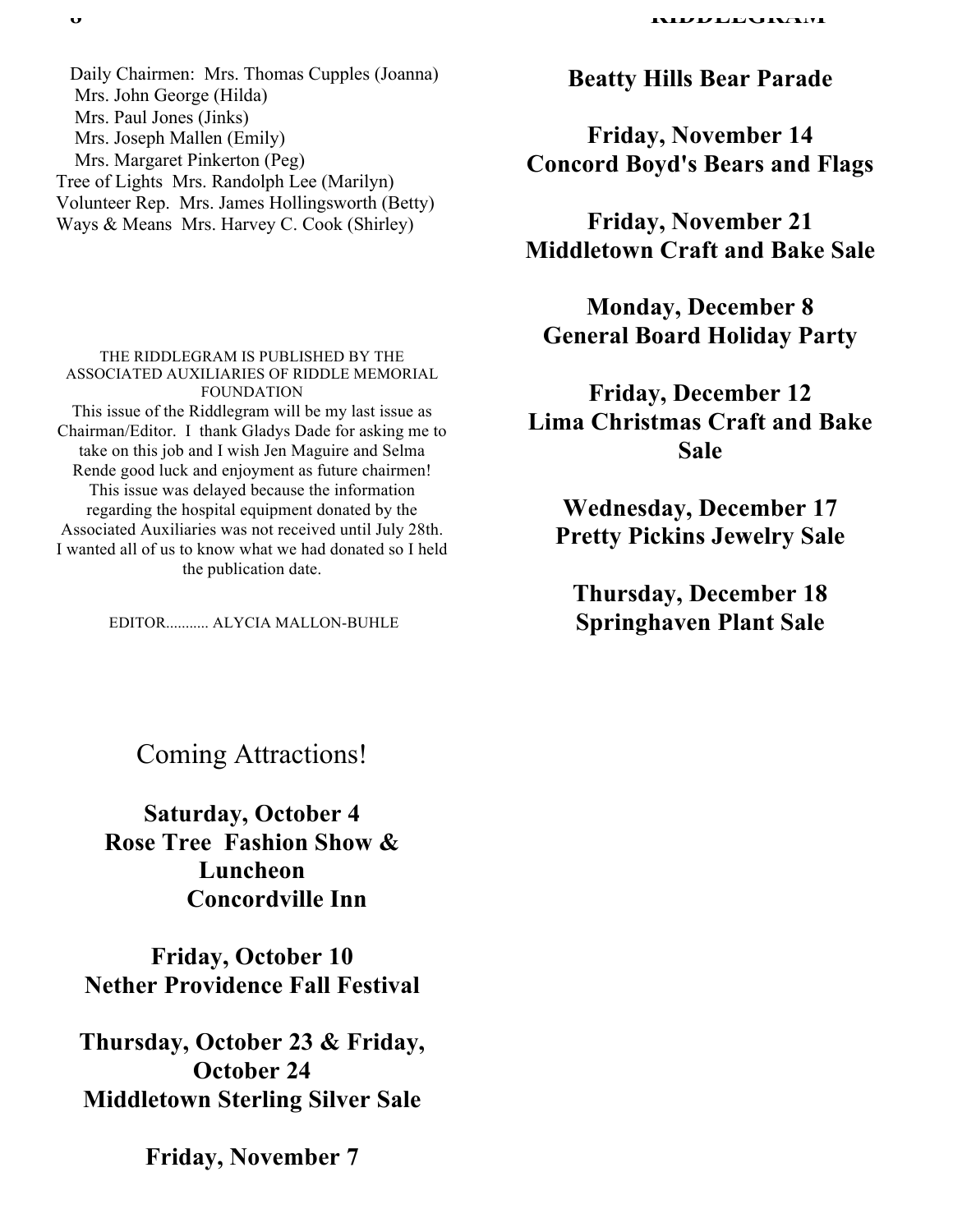Daily Chairmen: Mrs. Thomas Cupples (Joanna)
Mrs. John George (Hilda)
Mrs. Paul Jones (Jinks)
Mrs. Joseph Mallen (Emily)
Mrs. Margaret Pinkerton (Peg)
Tree of Lights Mrs. Randolph Lee (Marilyn)
Volunteer Rep. Mrs. James Hollingsworth (Betty)
Ways & Means Mrs. Harvey C. Cook (Shirley)

THE RIDDLEGRAM IS PUBLISHED BY THE ASSOCIATED AUXILIARIES OF RIDDLE MEMORIAL FOUNDATION

This issue of the Riddlegram will be my last issue as Chairman/Editor. I thank Gladys Dade for asking me to take on this job and I wish Jen Maguire and Selma Rende good luck and enjoyment as future chairmen! This issue was delayed because the information regarding the hospital equipment donated by the Associated Auxiliaries was not received until July 28th. I wanted all of us to know what we had donated so I held the publication date.

EDITOR.......... ALYCIA MALLON-BUHLE

## Coming Attractions!

**Saturday, October 4**
**Rose Tree Fashion Show & Luncheon**
**Concordville Inn**

**Friday, October 10**
**Nether Providence Fall Festival**

**Thursday, October 23 & Friday, October 24**
**Middletown Sterling Silver Sale**

**Friday, November 7**
**Beatty Hills Bear Parade**

**Friday, November 14**
**Concord Boyd's Bears and Flags**

**Friday, November 21**
**Middletown Craft and Bake Sale**

**Monday, December 8**
**General Board Holiday Party**

**Friday, December 12**
**Lima Christmas Craft and Bake Sale**

**Wednesday, December 17**
**Pretty Pickins Jewelry Sale**

**Thursday, December 18**
**Springhaven Plant Sale**